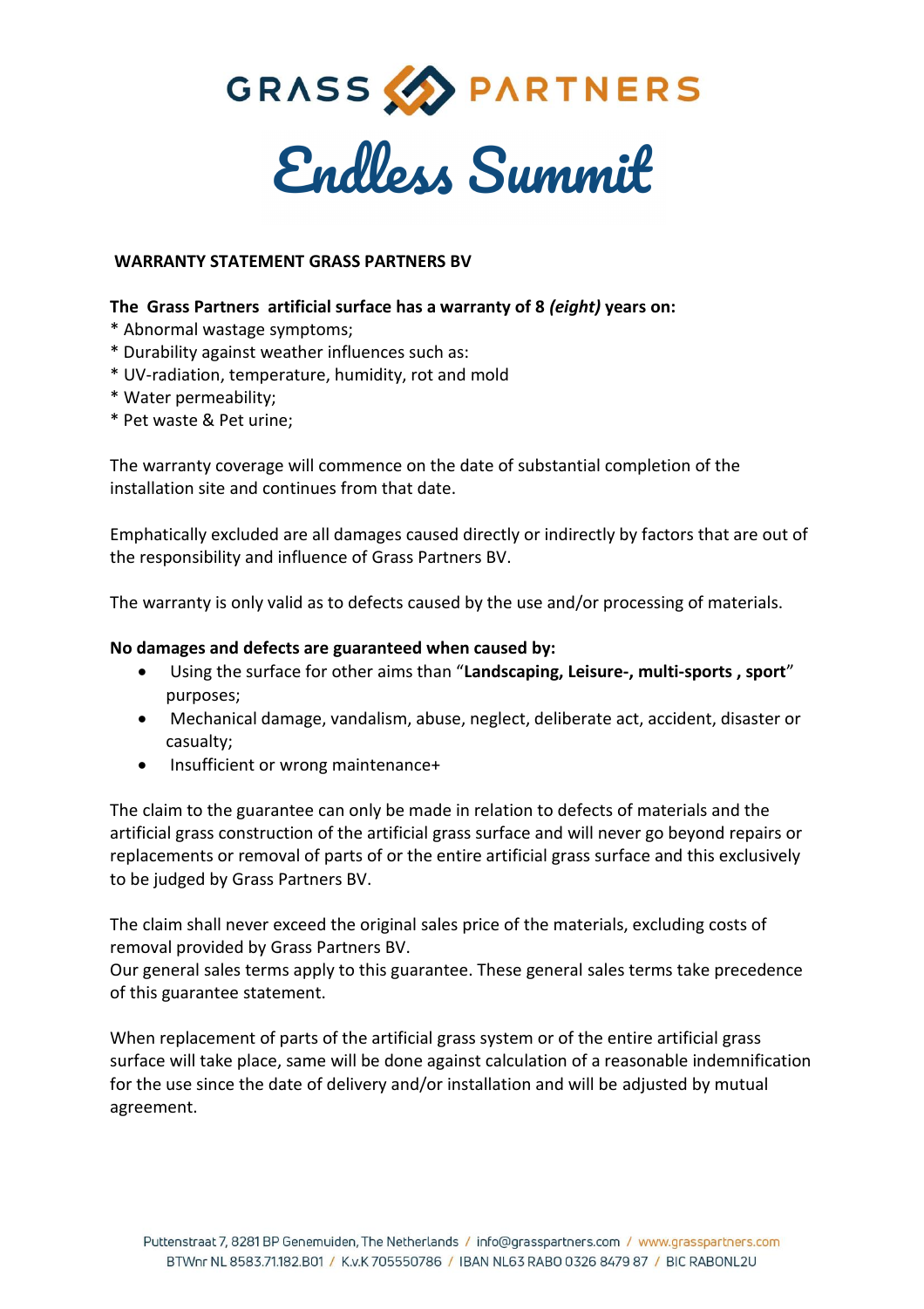# GRASS PARTNERS

# Endless Summit

**WARRANTY STATEMENT GRASS PARTNERS BV**

**The Grass Partners artificial surface has a warranty of 8 *(eight)* years on:**

* Abnormal wastage symptoms;
* Durability against weather influences such as:
* UV-radiation, temperature, humidity, rot and mold
* Water permeability;
* Pet waste & Pet urine;

The warranty coverage will commence on the date of substantial completion of the installation site and continues from that date.

Emphatically excluded are all damages caused directly or indirectly by factors that are out of the responsibility and influence of Grass Partners BV.

The warranty is only valid as to defects caused by the use and/or processing of materials.

**No damages and defects are guaranteed when caused by:**

- Using the surface for other aims than "**Landscaping, Leisure-, multi-sports , sport**" purposes;
- Mechanical damage, vandalism, abuse, neglect, deliberate act, accident, disaster or casualty;
- Insufficient or wrong maintenance+

The claim to the guarantee can only be made in relation to defects of materials and the artificial grass construction of the artificial grass surface and will never go beyond repairs or replacements or removal of parts of or the entire artificial grass surface and this exclusively to be judged by Grass Partners BV.

The claim shall never exceed the original sales price of the materials, excluding costs of removal provided by Grass Partners BV.
Our general sales terms apply to this guarantee. These general sales terms take precedence of this guarantee statement.

When replacement of parts of the artificial grass system or of the entire artificial grass surface will take place, same will be done against calculation of a reasonable indemnification for the use since the date of delivery and/or installation and will be adjusted by mutual agreement.

Puttenstraat 7, 8281 BP Genemuiden, The Netherlands / info@grasspartners.com / www.grasspartners.com
BTWnr NL 8583.71.182.B01 / K.v.K 705550786 / IBAN NL63 RABO 0326 8479 87 / BIC RABONL2U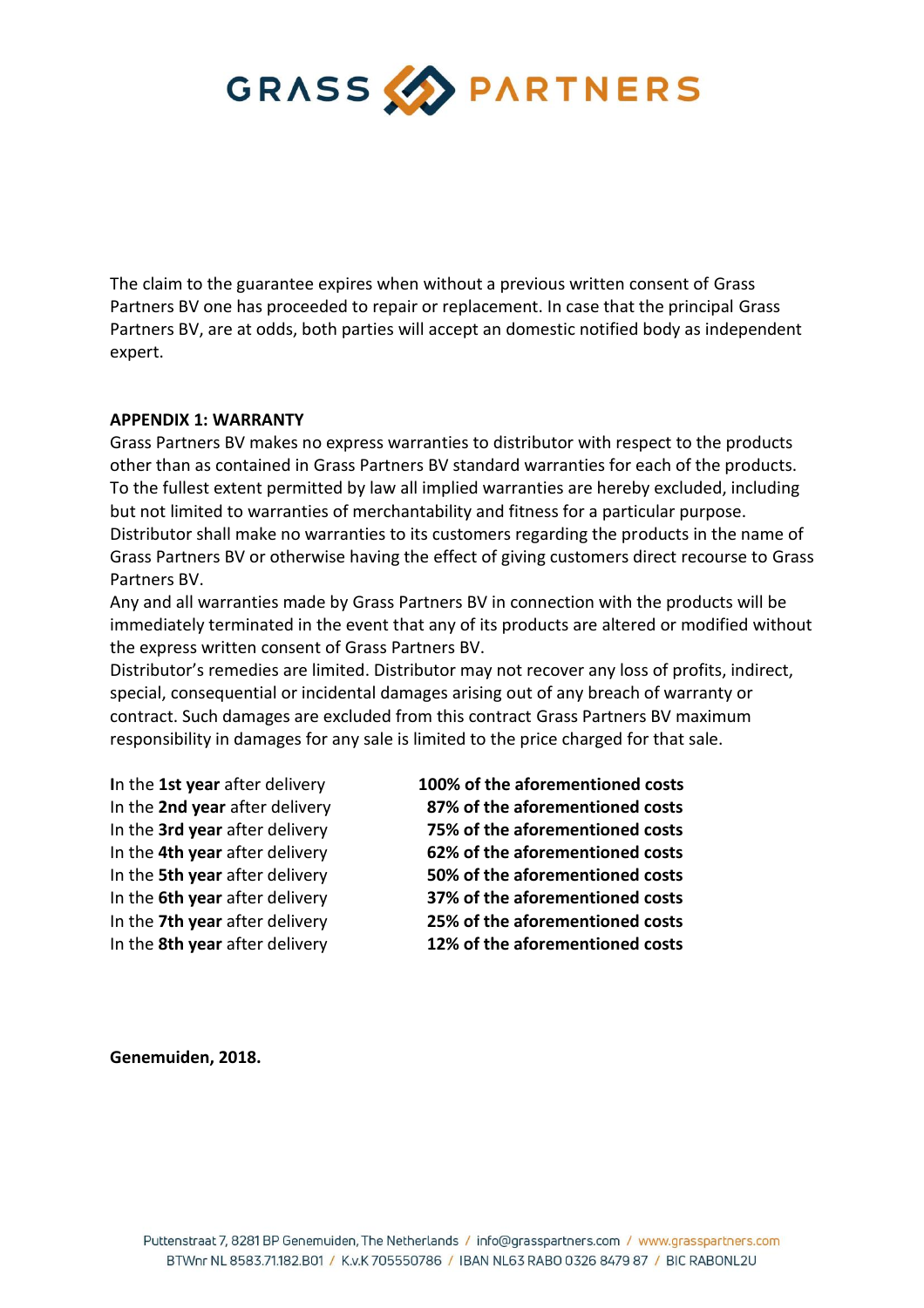The claim to the guarantee expires when without a previous written consent of Grass Partners BV one has proceeded to repair or replacement. In case that the principal Grass Partners BV, are at odds, both parties will accept an domestic notified body as independent expert.

**APPENDIX 1: WARRANTY**

Grass Partners BV makes no express warranties to distributor with respect to the products other than as contained in Grass Partners BV standard warranties for each of the products. To the fullest extent permitted by law all implied warranties are hereby excluded, including but not limited to warranties of merchantability and fitness for a particular purpose. Distributor shall make no warranties to its customers regarding the products in the name of Grass Partners BV or otherwise having the effect of giving customers direct recourse to Grass Partners BV.

Any and all warranties made by Grass Partners BV in connection with the products will be immediately terminated in the event that any of its products are altered or modified without the express written consent of Grass Partners BV.

Distributor's remedies are limited. Distributor may not recover any loss of profits, indirect, special, consequential or incidental damages arising out of any breach of warranty or contract. Such damages are excluded from this contract Grass Partners BV maximum responsibility in damages for any sale is limited to the price charged for that sale.

| | |
|---|---|
| In the **1st year** after delivery | **100% of the aforementioned costs** |
| In the **2nd year** after delivery | **87% of the aforementioned costs** |
| In the **3rd year** after delivery | **75% of the aforementioned costs** |
| In the **4th year** after delivery | **62% of the aforementioned costs** |
| In the **5th year** after delivery | **50% of the aforementioned costs** |
| In the **6th year** after delivery | **37% of the aforementioned costs** |
| In the **7th year** after delivery | **25% of the aforementioned costs** |
| In the **8th year** after delivery | **12% of the aforementioned costs** |

**Genemuiden, 2018.**